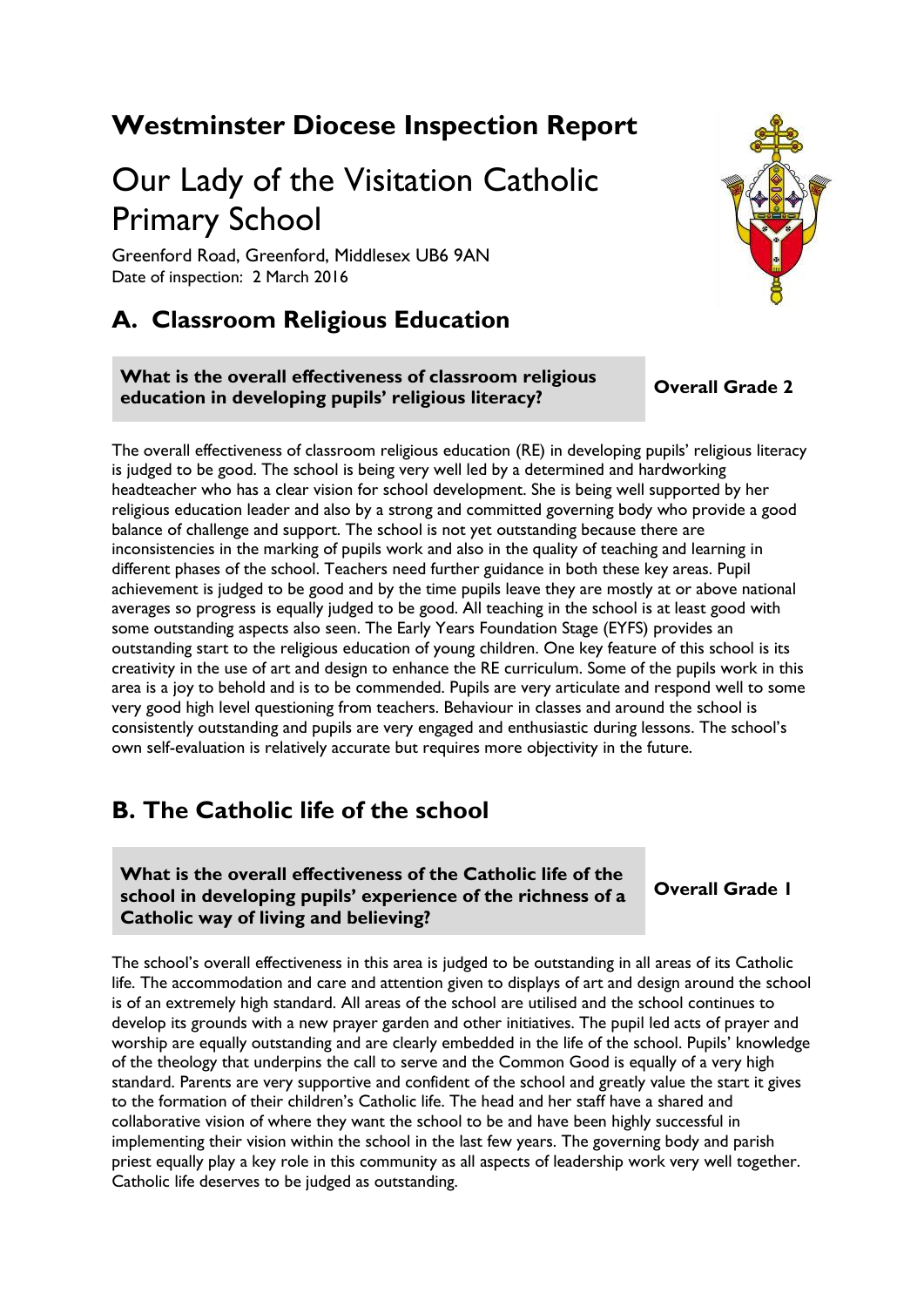# Westminster Diocese Inspection Report

# Our Lady of the Visitation Catholic Primary School

Greenford Road, Greenford, Middlesex UB6 9AN
Date of inspection: 2 March 2016

## A. Classroom Religious Education

| What is the overall effectiveness of classroom religious education in developing pupils' religious literacy? | Overall Grade 2 |
| --- | --- |

The overall effectiveness of classroom religious education (RE) in developing pupils' religious literacy is judged to be good. The school is being very well led by a determined and hardworking headteacher who has a clear vision for school development. She is being well supported by her religious education leader and also by a strong and committed governing body who provide a good balance of challenge and support. The school is not yet outstanding because there are inconsistencies in the marking of pupils work and also in the quality of teaching and learning in different phases of the school. Teachers need further guidance in both these key areas. Pupil achievement is judged to be good and by the time pupils leave they are mostly at or above national averages so progress is equally judged to be good. All teaching in the school is at least good with some outstanding aspects also seen. The Early Years Foundation Stage (EYFS) provides an outstanding start to the religious education of young children. One key feature of this school is its creativity in the use of art and design to enhance the RE curriculum. Some of the pupils work in this area is a joy to behold and is to be commended. Pupils are very articulate and respond well to some very good high level questioning from teachers. Behaviour in classes and around the school is consistently outstanding and pupils are very engaged and enthusiastic during lessons. The school's own self-evaluation is relatively accurate but requires more objectivity in the future.

## B. The Catholic life of the school

| What is the overall effectiveness of the Catholic life of the school in developing pupils' experience of the richness of a Catholic way of living and believing? | Overall Grade 1 |
| --- | --- |

The school's overall effectiveness in this area is judged to be outstanding in all areas of its Catholic life. The accommodation and care and attention given to displays of art and design around the school is of an extremely high standard. All areas of the school are utilised and the school continues to develop its grounds with a new prayer garden and other initiatives. The pupil led acts of prayer and worship are equally outstanding and are clearly embedded in the life of the school. Pupils' knowledge of the theology that underpins the call to serve and the Common Good is equally of a very high standard. Parents are very supportive and confident of the school and greatly value the start it gives to the formation of their children's Catholic life. The head and her staff have a shared and collaborative vision of where they want the school to be and have been highly successful in implementing their vision within the school in the last few years. The governing body and parish priest equally play a key role in this community as all aspects of leadership work very well together. Catholic life deserves to be judged as outstanding.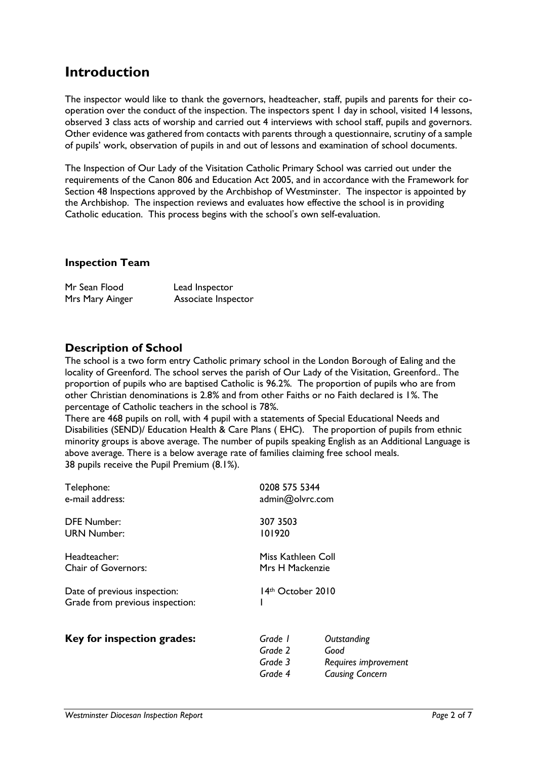# Introduction

The inspector would like to thank the governors, headteacher, staff, pupils and parents for their co-operation over the conduct of the inspection. The inspectors spent 1 day in school, visited 14 lessons, observed 3 class acts of worship and carried out 4 interviews with school staff, pupils and governors. Other evidence was gathered from contacts with parents through a questionnaire, scrutiny of a sample of pupils' work, observation of pupils in and out of lessons and examination of school documents.

The Inspection of Our Lady of the Visitation Catholic Primary School was carried out under the requirements of the Canon 806 and Education Act 2005, and in accordance with the Framework for Section 48 Inspections approved by the Archbishop of Westminster. The inspector is appointed by the Archbishop. The inspection reviews and evaluates how effective the school is in providing Catholic education. This process begins with the school's own self-evaluation.

### Inspection Team

| | |
|---|---|
| Mr Sean Flood | Lead Inspector |
| Mrs Mary Ainger | Associate Inspector |

## Description of School

The school is a two form entry Catholic primary school in the London Borough of Ealing and the locality of Greenford. The school serves the parish of Our Lady of the Visitation, Greenford.. The proportion of pupils who are baptised Catholic is 96.2%. The proportion of pupils who are from other Christian denominations is 2.8% and from other Faiths or no Faith declared is 1%. The percentage of Catholic teachers in the school is 78%.

There are 468 pupils on roll, with 4 pupil with a statements of Special Educational Needs and Disabilities (SEND)/ Education Health & Care Plans ( EHC). The proportion of pupils from ethnic minority groups is above average. The number of pupils speaking English as an Additional Language is above average. There is a below average rate of families claiming free school meals.
38 pupils receive the Pupil Premium (8.1%).

| | |
|---|---|
| Telephone: | 0208 575 5344 |
| e-mail address: | admin@olvrc.com |
| DFE Number: | 307 3503 |
| URN Number: | 101920 |
| Headteacher: | Miss Kathleen Coll |
| Chair of Governors: | Mrs H Mackenzie |
| Date of previous inspection: | 14th October 2010 |
| Grade from previous inspection: | 1 |

**Key for inspection grades:**

| | |
|---|---|
| *Grade 1* | *Outstanding* |
| *Grade 2* | *Good* |
| *Grade 3* | *Requires improvement* |
| *Grade 4* | *Causing Concern* |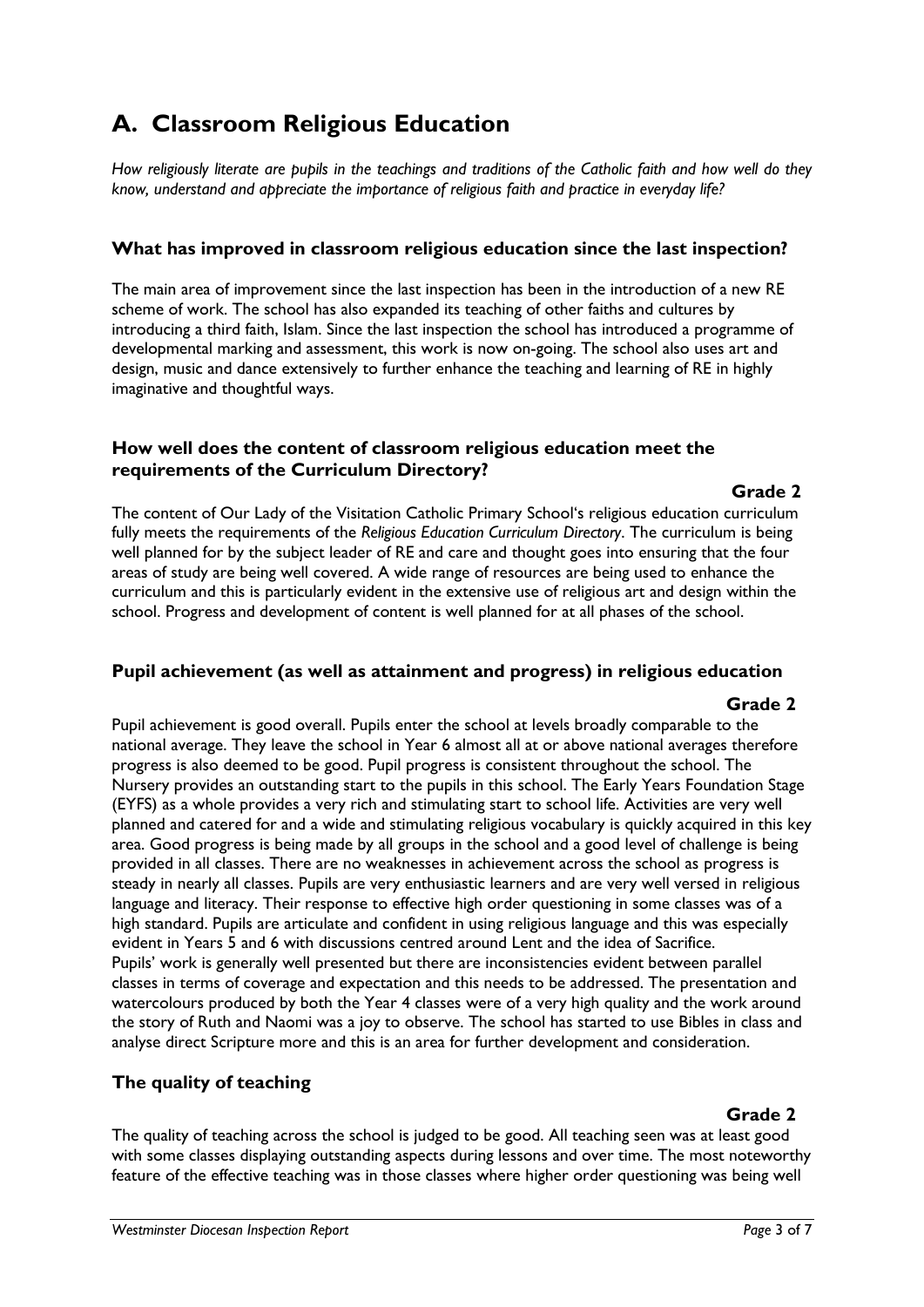# A. Classroom Religious Education

*How religiously literate are pupils in the teachings and traditions of the Catholic faith and how well do they know, understand and appreciate the importance of religious faith and practice in everyday life?*

### What has improved in classroom religious education since the last inspection?

The main area of improvement since the last inspection has been in the introduction of a new RE scheme of work. The school has also expanded its teaching of other faiths and cultures by introducing a third faith, Islam. Since the last inspection the school has introduced a programme of developmental marking and assessment, this work is now on-going. The school also uses art and design, music and dance extensively to further enhance the teaching and learning of RE in highly imaginative and thoughtful ways.

### How well does the content of classroom religious education meet the requirements of the Curriculum Directory?

**Grade 2**

The content of Our Lady of the Visitation Catholic Primary School's religious education curriculum fully meets the requirements of the *Religious Education Curriculum Directory*. The curriculum is being well planned for by the subject leader of RE and care and thought goes into ensuring that the four areas of study are being well covered. A wide range of resources are being used to enhance the curriculum and this is particularly evident in the extensive use of religious art and design within the school. Progress and development of content is well planned for at all phases of the school.

### Pupil achievement (as well as attainment and progress) in religious education

**Grade 2**

Pupil achievement is good overall. Pupils enter the school at levels broadly comparable to the national average. They leave the school in Year 6 almost all at or above national averages therefore progress is also deemed to be good. Pupil progress is consistent throughout the school. The Nursery provides an outstanding start to the pupils in this school. The Early Years Foundation Stage (EYFS) as a whole provides a very rich and stimulating start to school life. Activities are very well planned and catered for and a wide and stimulating religious vocabulary is quickly acquired in this key area. Good progress is being made by all groups in the school and a good level of challenge is being provided in all classes. There are no weaknesses in achievement across the school as progress is steady in nearly all classes. Pupils are very enthusiastic learners and are very well versed in religious language and literacy. Their response to effective high order questioning in some classes was of a high standard. Pupils are articulate and confident in using religious language and this was especially evident in Years 5 and 6 with discussions centred around Lent and the idea of Sacrifice.
Pupils' work is generally well presented but there are inconsistencies evident between parallel classes in terms of coverage and expectation and this needs to be addressed. The presentation and watercolours produced by both the Year 4 classes were of a very high quality and the work around the story of Ruth and Naomi was a joy to observe. The school has started to use Bibles in class and analyse direct Scripture more and this is an area for further development and consideration.

### The quality of teaching

**Grade 2**

The quality of teaching across the school is judged to be good. All teaching seen was at least good with some classes displaying outstanding aspects during lessons and over time. The most noteworthy feature of the effective teaching was in those classes where higher order questioning was being well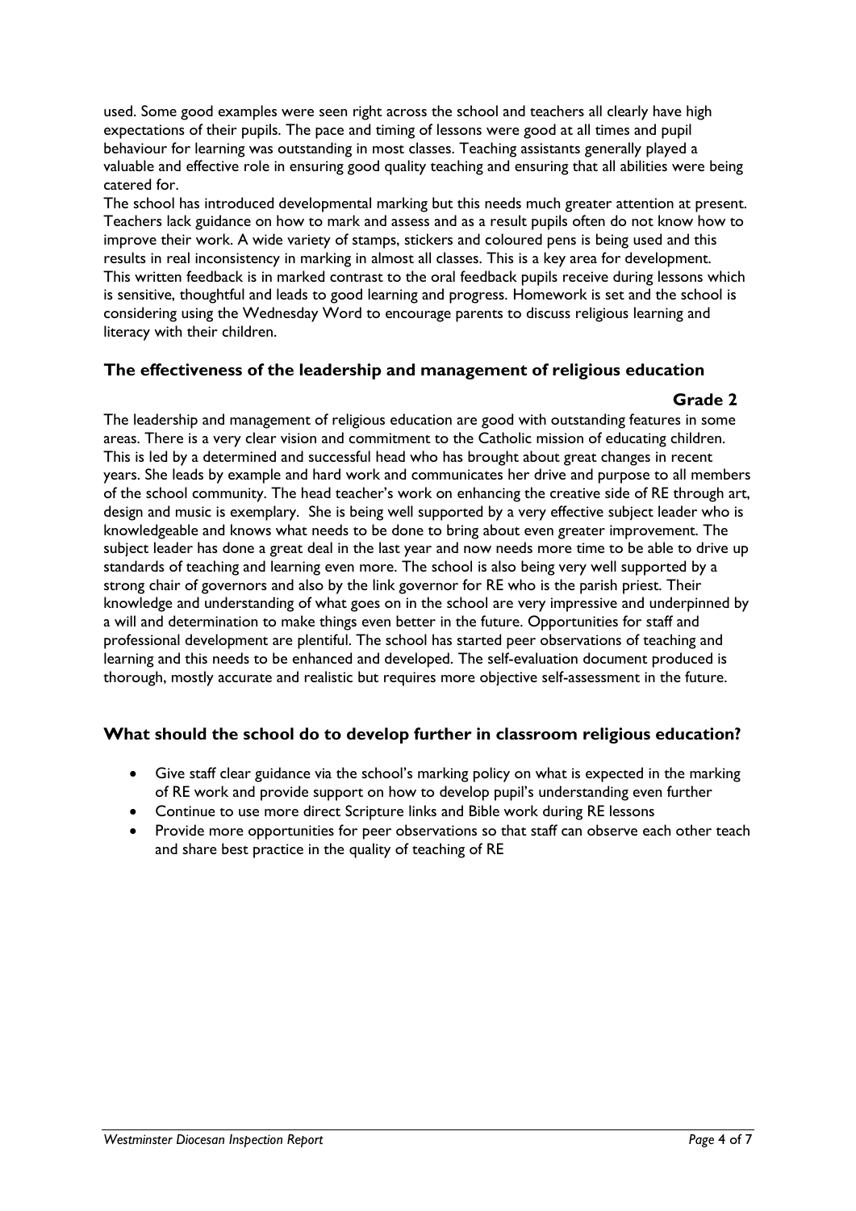used. Some good examples were seen right across the school and teachers all clearly have high expectations of their pupils. The pace and timing of lessons were good at all times and pupil behaviour for learning was outstanding in most classes. Teaching assistants generally played a valuable and effective role in ensuring good quality teaching and ensuring that all abilities were being catered for.

The school has introduced developmental marking but this needs much greater attention at present. Teachers lack guidance on how to mark and assess and as a result pupils often do not know how to improve their work. A wide variety of stamps, stickers and coloured pens is being used and this results in real inconsistency in marking in almost all classes. This is a key area for development. This written feedback is in marked contrast to the oral feedback pupils receive during lessons which is sensitive, thoughtful and leads to good learning and progress. Homework is set and the school is considering using the Wednesday Word to encourage parents to discuss religious learning and literacy with their children.

## The effectiveness of the leadership and management of religious education

**Grade 2**

The leadership and management of religious education are good with outstanding features in some areas. There is a very clear vision and commitment to the Catholic mission of educating children. This is led by a determined and successful head who has brought about great changes in recent years. She leads by example and hard work and communicates her drive and purpose to all members of the school community. The head teacher's work on enhancing the creative side of RE through art, design and music is exemplary. She is being well supported by a very effective subject leader who is knowledgeable and knows what needs to be done to bring about even greater improvement. The subject leader has done a great deal in the last year and now needs more time to be able to drive up standards of teaching and learning even more. The school is also being very well supported by a strong chair of governors and also by the link governor for RE who is the parish priest. Their knowledge and understanding of what goes on in the school are very impressive and underpinned by a will and determination to make things even better in the future. Opportunities for staff and professional development are plentiful. The school has started peer observations of teaching and learning and this needs to be enhanced and developed. The self-evaluation document produced is thorough, mostly accurate and realistic but requires more objective self-assessment in the future.

## What should the school do to develop further in classroom religious education?

- Give staff clear guidance via the school's marking policy on what is expected in the marking of RE work and provide support on how to develop pupil's understanding even further
- Continue to use more direct Scripture links and Bible work during RE lessons
- Provide more opportunities for peer observations so that staff can observe each other teach and share best practice in the quality of teaching of RE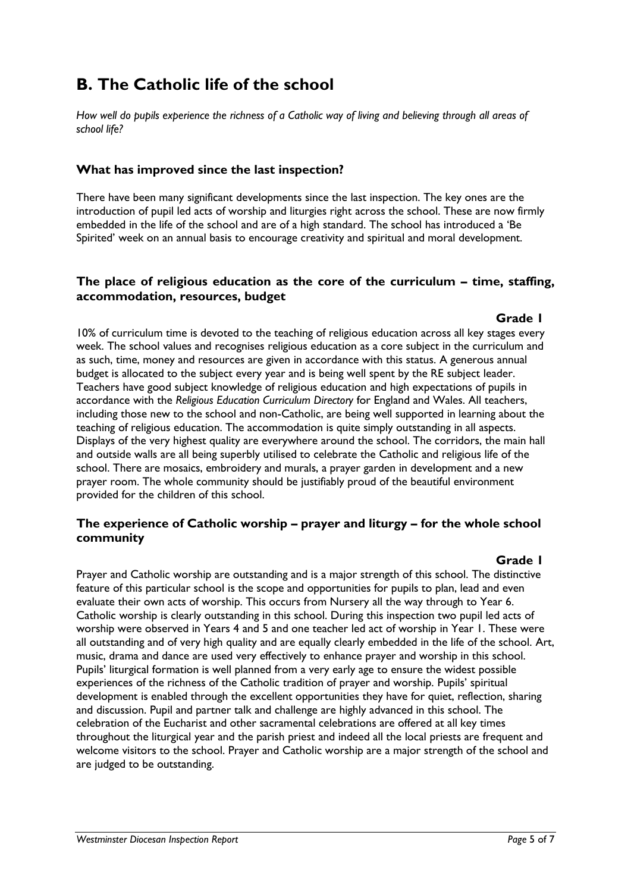# B. The Catholic life of the school

*How well do pupils experience the richness of a Catholic way of living and believing through all areas of school life?*

### What has improved since the last inspection?

There have been many significant developments since the last inspection. The key ones are the introduction of pupil led acts of worship and liturgies right across the school. These are now firmly embedded in the life of the school and are of a high standard. The school has introduced a 'Be Spirited' week on an annual basis to encourage creativity and spiritual and moral development.

### The place of religious education as the core of the curriculum – time, staffing, accommodation, resources, budget

**Grade 1**

10% of curriculum time is devoted to the teaching of religious education across all key stages every week. The school values and recognises religious education as a core subject in the curriculum and as such, time, money and resources are given in accordance with this status. A generous annual budget is allocated to the subject every year and is being well spent by the RE subject leader. Teachers have good subject knowledge of religious education and high expectations of pupils in accordance with the *Religious Education Curriculum Directory* for England and Wales. All teachers, including those new to the school and non-Catholic, are being well supported in learning about the teaching of religious education. The accommodation is quite simply outstanding in all aspects. Displays of the very highest quality are everywhere around the school. The corridors, the main hall and outside walls are all being superbly utilised to celebrate the Catholic and religious life of the school. There are mosaics, embroidery and murals, a prayer garden in development and a new prayer room. The whole community should be justifiably proud of the beautiful environment provided for the children of this school.

### The experience of Catholic worship – prayer and liturgy – for the whole school community

**Grade 1**

Prayer and Catholic worship are outstanding and is a major strength of this school. The distinctive feature of this particular school is the scope and opportunities for pupils to plan, lead and even evaluate their own acts of worship. This occurs from Nursery all the way through to Year 6. Catholic worship is clearly outstanding in this school. During this inspection two pupil led acts of worship were observed in Years 4 and 5 and one teacher led act of worship in Year 1. These were all outstanding and of very high quality and are equally clearly embedded in the life of the school. Art, music, drama and dance are used very effectively to enhance prayer and worship in this school. Pupils' liturgical formation is well planned from a very early age to ensure the widest possible experiences of the richness of the Catholic tradition of prayer and worship. Pupils' spiritual development is enabled through the excellent opportunities they have for quiet, reflection, sharing and discussion. Pupil and partner talk and challenge are highly advanced in this school. The celebration of the Eucharist and other sacramental celebrations are offered at all key times throughout the liturgical year and the parish priest and indeed all the local priests are frequent and welcome visitors to the school. Prayer and Catholic worship are a major strength of the school and are judged to be outstanding.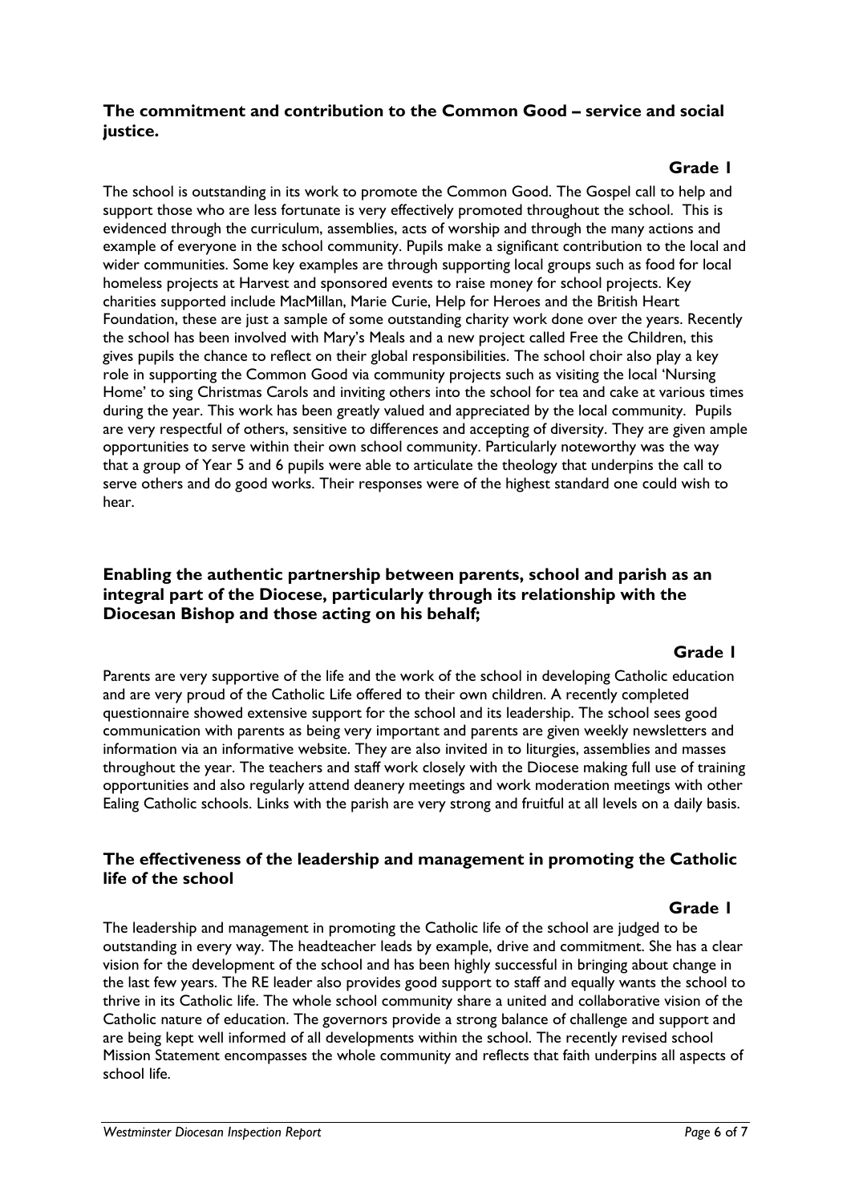## The commitment and contribution to the Common Good – service and social justice.

**Grade 1**

The school is outstanding in its work to promote the Common Good. The Gospel call to help and support those who are less fortunate is very effectively promoted throughout the school. This is evidenced through the curriculum, assemblies, acts of worship and through the many actions and example of everyone in the school community. Pupils make a significant contribution to the local and wider communities. Some key examples are through supporting local groups such as food for local homeless projects at Harvest and sponsored events to raise money for school projects. Key charities supported include MacMillan, Marie Curie, Help for Heroes and the British Heart Foundation, these are just a sample of some outstanding charity work done over the years. Recently the school has been involved with Mary's Meals and a new project called Free the Children, this gives pupils the chance to reflect on their global responsibilities. The school choir also play a key role in supporting the Common Good via community projects such as visiting the local 'Nursing Home' to sing Christmas Carols and inviting others into the school for tea and cake at various times during the year. This work has been greatly valued and appreciated by the local community. Pupils are very respectful of others, sensitive to differences and accepting of diversity. They are given ample opportunities to serve within their own school community. Particularly noteworthy was the way that a group of Year 5 and 6 pupils were able to articulate the theology that underpins the call to serve others and do good works. Their responses were of the highest standard one could wish to hear.

## Enabling the authentic partnership between parents, school and parish as an integral part of the Diocese, particularly through its relationship with the Diocesan Bishop and those acting on his behalf;

**Grade 1**

Parents are very supportive of the life and the work of the school in developing Catholic education and are very proud of the Catholic Life offered to their own children. A recently completed questionnaire showed extensive support for the school and its leadership. The school sees good communication with parents as being very important and parents are given weekly newsletters and information via an informative website. They are also invited in to liturgies, assemblies and masses throughout the year. The teachers and staff work closely with the Diocese making full use of training opportunities and also regularly attend deanery meetings and work moderation meetings with other Ealing Catholic schools. Links with the parish are very strong and fruitful at all levels on a daily basis.

## The effectiveness of the leadership and management in promoting the Catholic life of the school

**Grade 1**

The leadership and management in promoting the Catholic life of the school are judged to be outstanding in every way. The headteacher leads by example, drive and commitment. She has a clear vision for the development of the school and has been highly successful in bringing about change in the last few years. The RE leader also provides good support to staff and equally wants the school to thrive in its Catholic life. The whole school community share a united and collaborative vision of the Catholic nature of education. The governors provide a strong balance of challenge and support and are being kept well informed of all developments within the school. The recently revised school Mission Statement encompasses the whole community and reflects that faith underpins all aspects of school life.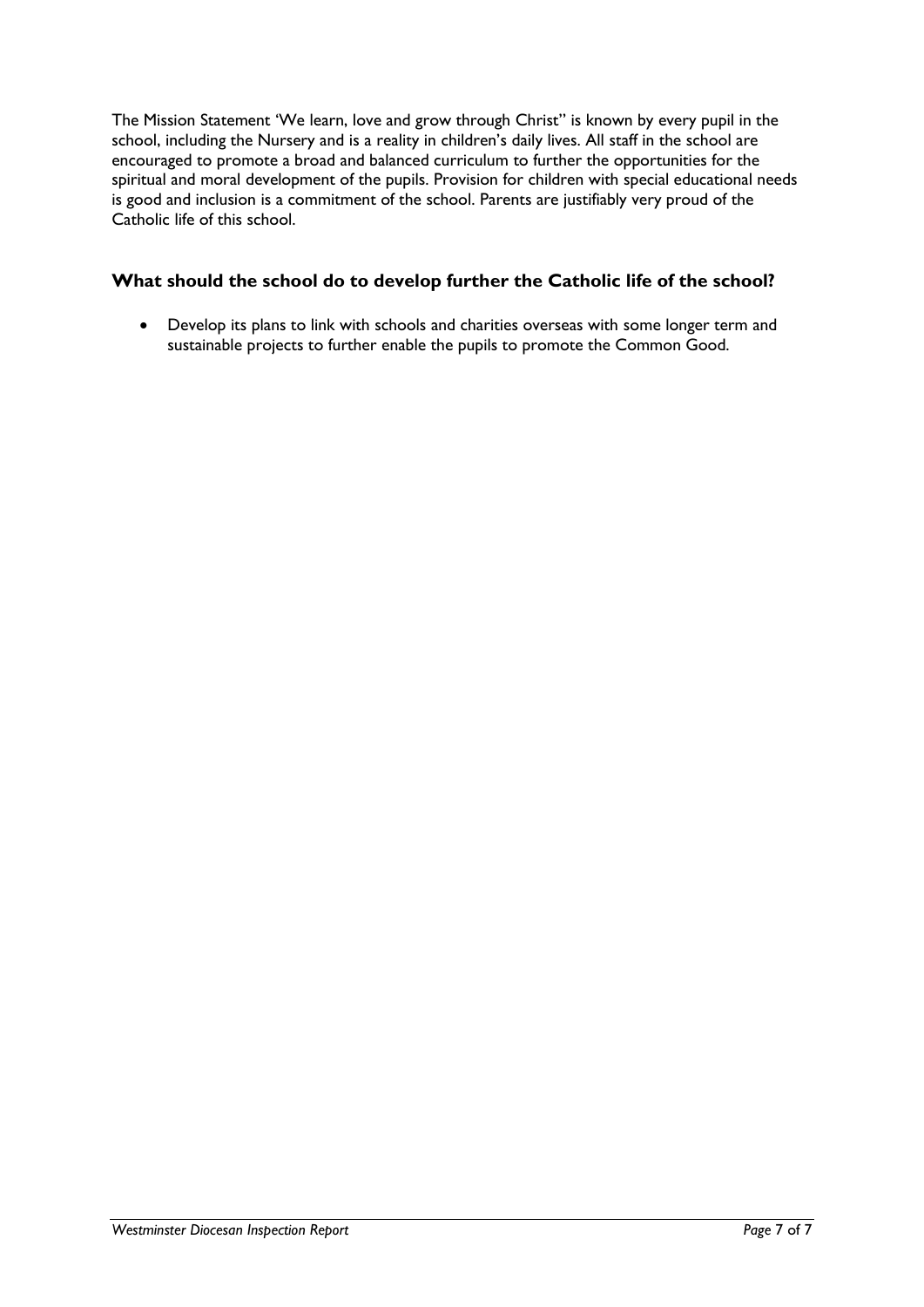The Mission Statement 'We learn, love and grow through Christ" is known by every pupil in the school, including the Nursery and is a reality in children's daily lives. All staff in the school are encouraged to promote a broad and balanced curriculum to further the opportunities for the spiritual and moral development of the pupils. Provision for children with special educational needs is good and inclusion is a commitment of the school. Parents are justifiably very proud of the Catholic life of this school.

### What should the school do to develop further the Catholic life of the school?

- Develop its plans to link with schools and charities overseas with some longer term and sustainable projects to further enable the pupils to promote the Common Good.